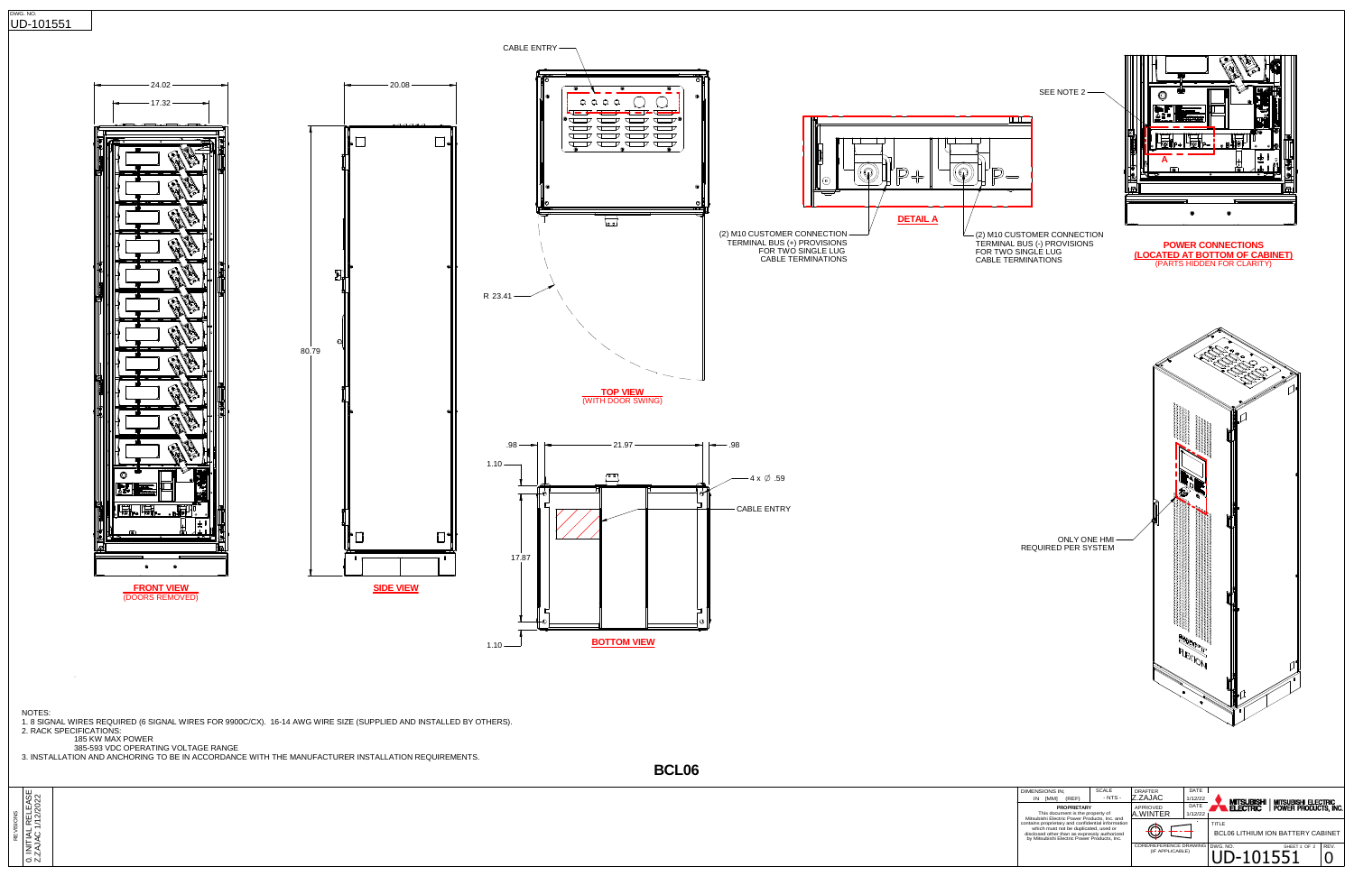DWG. NO.
UD-101551

FRONT VIEW
(DOORS REMOVED)

24.02
17.32

SIDE VIEW

20.08
80.79

CABLE ENTRY

R 23.41

TOP VIEW
(WITH DOOR SWING)

BOTTOM VIEW

.98
21.97
.98
1.10
17.87
1.10
4 x ∅ .59
CABLE ENTRY

DETAIL A

(2) M10 CUSTOMER CONNECTION TERMINAL BUS (+) PROVISIONS FOR TWO SINGLE LUG CABLE TERMINATIONS

(2) M10 CUSTOMER CONNECTION TERMINAL BUS (-) PROVISIONS FOR TWO SINGLE LUG CABLE TERMINATIONS

SEE NOTE 2

A

POWER CONNECTIONS
(LOCATED AT BOTTOM OF CABINET)
(PARTS HIDDEN FOR CLARITY)

ONLY ONE HMI REQUIRED PER SYSTEM

NOTES:

1. 8 SIGNAL WIRES REQUIRED (6 SIGNAL WIRES FOR 9900C/CX). 16-14 AWG WIRE SIZE (SUPPLIED AND INSTALLED BY OTHERS).
2. RACK SPECIFICATIONS:
   - 185 KW MAX POWER
   - 385-593 VDC OPERATING VOLTAGE RANGE
3. INSTALLATION AND ANCHORING TO BE IN ACCORDANCE WITH THE MANUFACTURER INSTALLATION REQUIREMENTS.

**BCL06**

REVISIONS
0. INITIAL RELEASE
Z.ZAJAC 1/12/2022

| DIMENSIONS IN: IN [MM] (REF) | SCALE - NTS - | DRAFTER Z.ZAJAC | DATE 1/12/22 | MITSUBISHI ELECTRIC / MITSUBISHI ELECTRIC POWER PRODUCTS, INC. |
|---|---|---|---|---|
| PROPRIETARY This document is the property of Mitsubishi Electric Power Products, Inc. and contains proprietary and confidential information which must not be duplicated, used or disclosed other than as expressly authorized by Mitsubishi Electric Power Products, Inc. | | APPROVED A.WINTER | DATE 1/12/22 | TITLE BCL06 LITHIUM ION BATTERY CABINET |
| | | CORE/REFERENCE DRAWING (IF APPLICABLE) | | DWG. NO. UD-101551 SHEET 1 OF 2 REV. 0 |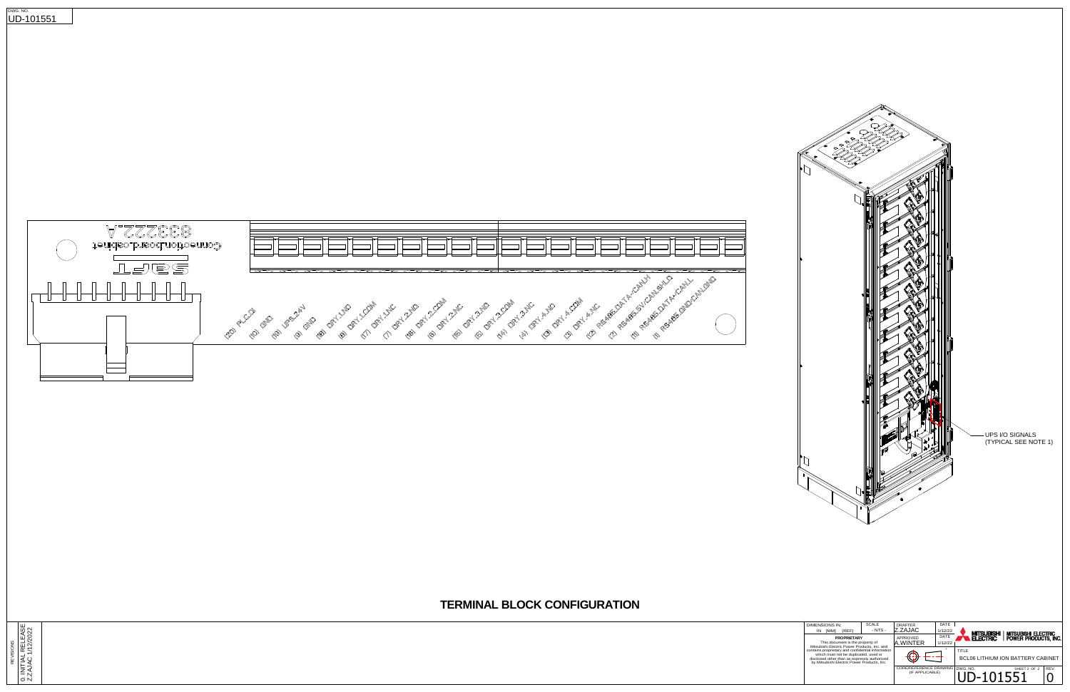DWG. NO.
UD-101551

8332222.A
Connection board cabinet
SAFT

(20) PLC_DI
(10) GND
(19) UPS 24V
(9) GND
(18) DRY 1 NO
(8) DRY 1 COM
(17) DRY 1 NC
(7) DRY 2 NO
(16) DRY 2 COM
(6) DRY 2 NC
(15) DRY 3 NO
(5) DRY 3 COM
(14) DRY 3 NC
(4) DRY 4 NO
(13) DRY 4 COM
(3) DRY 4 NC
(12) RS485 DATA-/CANH
(2) RS485 5V/CAN SHLD
(11) RS485 DATA+/CANL
(1) RS485 GND/CAN GND

UPS I/O SIGNALS
(TYPICAL SEE NOTE 1)

**TERMINAL BLOCK CONFIGURATION**

REVISIONS
0 INITIAL RELEASE Z.ZAJAC 1/12/2022

| | | | | | |
|---|---|---|---|---|---|
| DIMENSIONS IN: IN [MM] (REF) | SCALE - NTS - | DRAFTER Z.ZAJAC | DATE 1/12/22 | MITSUBISHI ELECTRIC | MITSUBISHI ELECTRIC POWER PRODUCTS, INC. |
| PROPRIETARY This document is the property of Mitsubishi Electric Power Products, Inc. and contains proprietary and confidential information which must not be duplicated, used or disclosed other than as expressly authorized by Mitsubishi Electric Power Products, Inc. | | APPROVED A.WINTER | DATE 1/12/22 | TITLE BCL06 LITHIUM ION BATTERY CABINET | |
| | | CORE/REFERENCE DRAWING (IF APPLICABLE) | | DWG. NO. UD-101551 | SHEET 2 OF 2 REV. 0 |